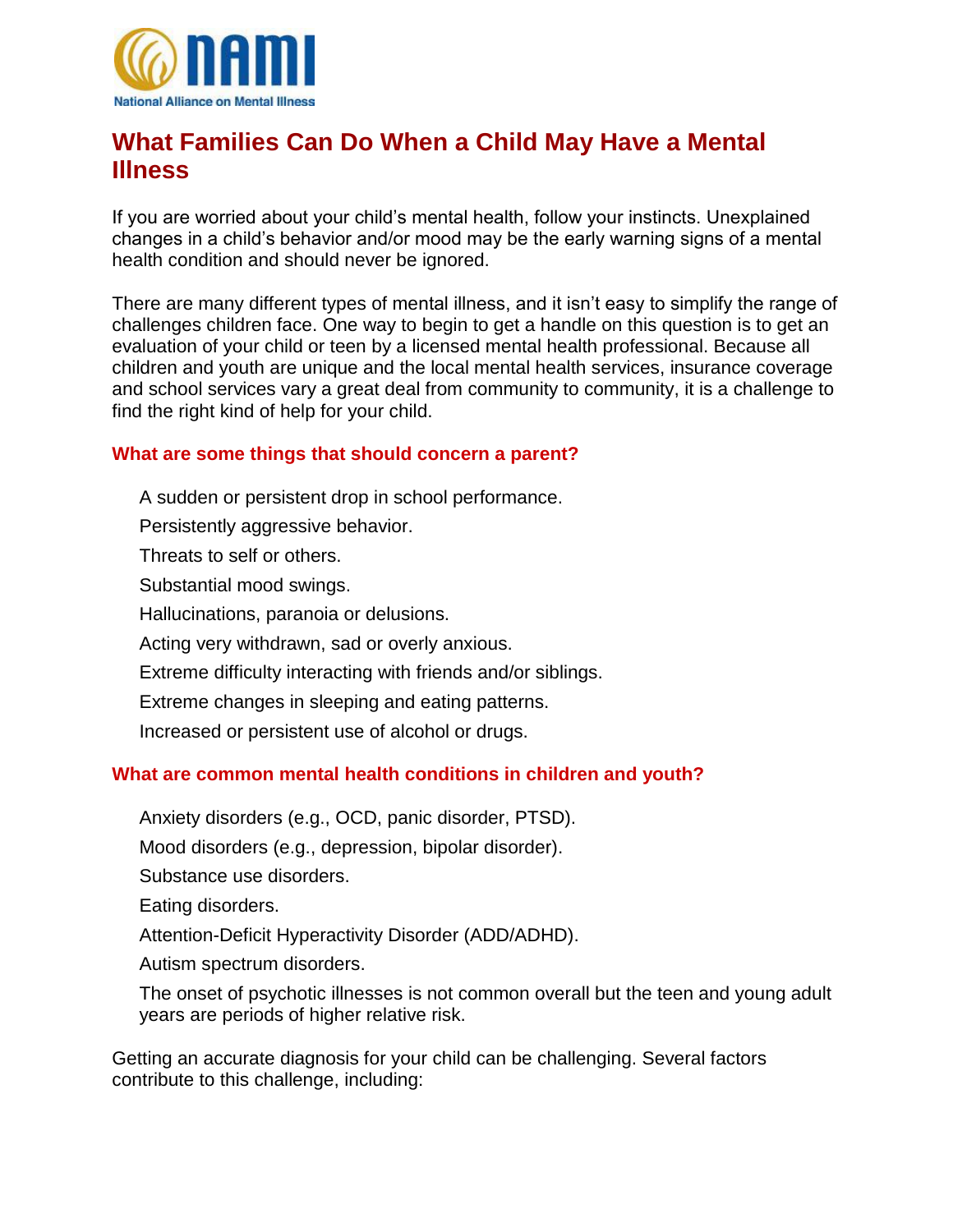# What Families Can Do When a Child May Have a Mental Illness

If you are worried about your child's mental health, follow your instincts. Unexplained changes in a child's behavior and/or mood may be the early warning signs of a mental health condition and should never be ignored.

There are many different types of mental illness, and it isn't easy to simplify the range of challenges children face. One way to begin to get a handle on this question is to get an evaluation of your child or teen by a licensed mental health professional. Because all children and youth are unique and the local mental health services, insurance coverage and school services vary a great deal from community to community, it is a challenge to find the right kind of help for your child.

### What are some things that should concern a parent?

- A sudden or persistent drop in school performance.
- Persistently aggressive behavior.
- Threats to self or others.
- Substantial mood swings.
- Hallucinations, paranoia or delusions.
- Acting very withdrawn, sad or overly anxious.
- Extreme difficulty interacting with friends and/or siblings.
- Extreme changes in sleeping and eating patterns.
- Increased or persistent use of alcohol or drugs.

### What are common mental health conditions in children and youth?

- Anxiety disorders (e.g., OCD, panic disorder, PTSD).
- Mood disorders (e.g., depression, bipolar disorder).
- Substance use disorders.
- Eating disorders.
- Attention-Deficit Hyperactivity Disorder (ADD/ADHD).
- Autism spectrum disorders.
- The onset of psychotic illnesses is not common overall but the teen and young adult years are periods of higher relative risk.

Getting an accurate diagnosis for your child can be challenging. Several factors contribute to this challenge, including: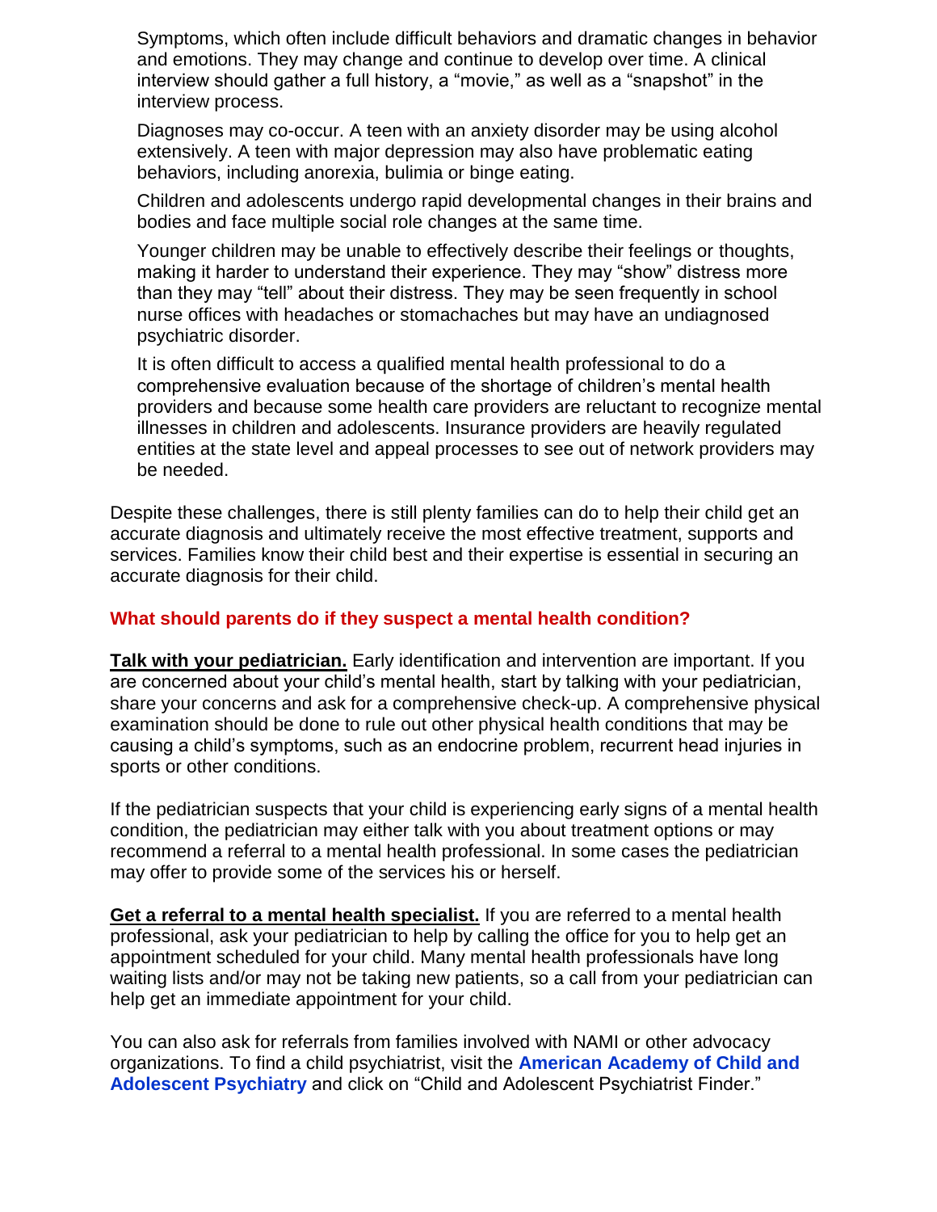Symptoms, which often include difficult behaviors and dramatic changes in behavior and emotions. They may change and continue to develop over time. A clinical interview should gather a full history, a "movie," as well as a "snapshot" in the interview process.

Diagnoses may co-occur. A teen with an anxiety disorder may be using alcohol extensively. A teen with major depression may also have problematic eating behaviors, including anorexia, bulimia or binge eating.

Children and adolescents undergo rapid developmental changes in their brains and bodies and face multiple social role changes at the same time.

Younger children may be unable to effectively describe their feelings or thoughts, making it harder to understand their experience. They may "show" distress more than they may "tell" about their distress. They may be seen frequently in school nurse offices with headaches or stomachaches but may have an undiagnosed psychiatric disorder.

It is often difficult to access a qualified mental health professional to do a comprehensive evaluation because of the shortage of children's mental health providers and because some health care providers are reluctant to recognize mental illnesses in children and adolescents. Insurance providers are heavily regulated entities at the state level and appeal processes to see out of network providers may be needed.

Despite these challenges, there is still plenty families can do to help their child get an accurate diagnosis and ultimately receive the most effective treatment, supports and services. Families know their child best and their expertise is essential in securing an accurate diagnosis for their child.

### What should parents do if they suspect a mental health condition?

**Talk with your pediatrician.** Early identification and intervention are important. If you are concerned about your child's mental health, start by talking with your pediatrician, share your concerns and ask for a comprehensive check-up. A comprehensive physical examination should be done to rule out other physical health conditions that may be causing a child's symptoms, such as an endocrine problem, recurrent head injuries in sports or other conditions.

If the pediatrician suspects that your child is experiencing early signs of a mental health condition, the pediatrician may either talk with you about treatment options or may recommend a referral to a mental health professional. In some cases the pediatrician may offer to provide some of the services his or herself.

**Get a referral to a mental health specialist.** If you are referred to a mental health professional, ask your pediatrician to help by calling the office for you to help get an appointment scheduled for your child. Many mental health professionals have long waiting lists and/or may not be taking new patients, so a call from your pediatrician can help get an immediate appointment for your child.

You can also ask for referrals from families involved with NAMI or other advocacy organizations. To find a child psychiatrist, visit the **American Academy of Child and Adolescent Psychiatry** and click on "Child and Adolescent Psychiatrist Finder."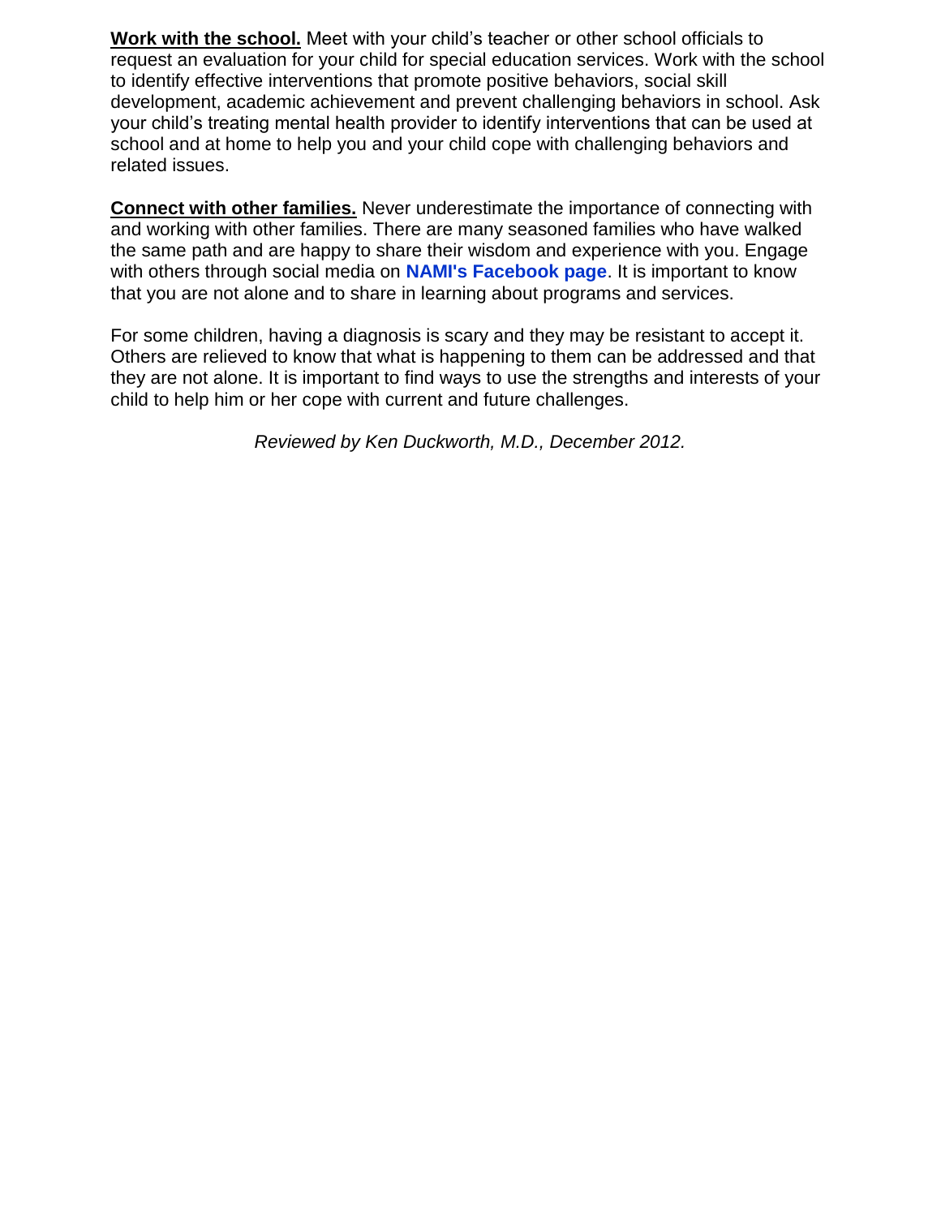**Work with the school.** Meet with your child's teacher or other school officials to request an evaluation for your child for special education services. Work with the school to identify effective interventions that promote positive behaviors, social skill development, academic achievement and prevent challenging behaviors in school. Ask your child's treating mental health provider to identify interventions that can be used at school and at home to help you and your child cope with challenging behaviors and related issues.

**Connect with other families.** Never underestimate the importance of connecting with and working with other families. There are many seasoned families who have walked the same path and are happy to share their wisdom and experience with you. Engage with others through social media on **NAMI's Facebook page**. It is important to know that you are not alone and to share in learning about programs and services.

For some children, having a diagnosis is scary and they may be resistant to accept it. Others are relieved to know that what is happening to them can be addressed and that they are not alone. It is important to find ways to use the strengths and interests of your child to help him or her cope with current and future challenges.

*Reviewed by Ken Duckworth, M.D., December 2012.*